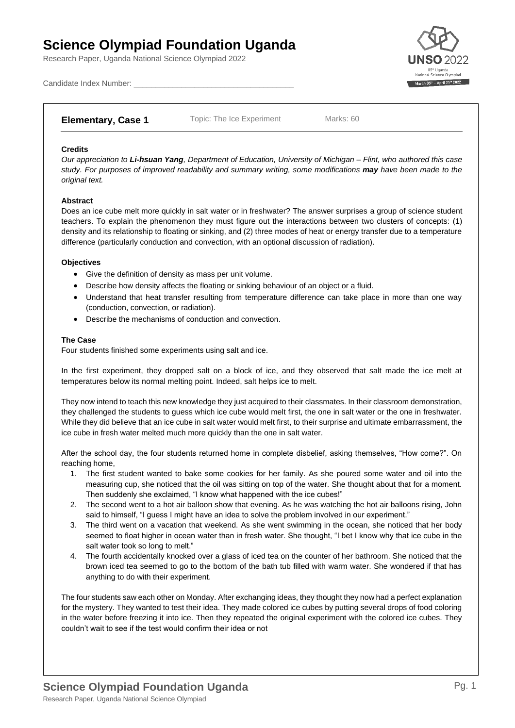# Science Olympiad Foundation Uganda

Research Paper, Uganda National Science Olympiad 2022

Candidate Index Number: ___________________________________

**Elementary, Case 1** Topic: The Ice Experiment Marks: 60

#### Credits

*Our appreciation to **Li-hsuan Yang**, Department of Education, University of Michigan – Flint, who authored this case study. For purposes of improved readability and summary writing, some modifications **may** have been made to the original text.*

#### Abstract

Does an ice cube melt more quickly in salt water or in freshwater? The answer surprises a group of science student teachers. To explain the phenomenon they must figure out the interactions between two clusters of concepts: (1) density and its relationship to floating or sinking, and (2) three modes of heat or energy transfer due to a temperature difference (particularly conduction and convection, with an optional discussion of radiation).

#### Objectives

- Give the definition of density as mass per unit volume.
- Describe how density affects the floating or sinking behaviour of an object or a fluid.
- Understand that heat transfer resulting from temperature difference can take place in more than one way (conduction, convection, or radiation).
- Describe the mechanisms of conduction and convection.

#### The Case

Four students finished some experiments using salt and ice.

In the first experiment, they dropped salt on a block of ice, and they observed that salt made the ice melt at temperatures below its normal melting point. Indeed, salt helps ice to melt.

They now intend to teach this new knowledge they just acquired to their classmates. In their classroom demonstration, they challenged the students to guess which ice cube would melt first, the one in salt water or the one in freshwater. While they did believe that an ice cube in salt water would melt first, to their surprise and ultimate embarrassment, the ice cube in fresh water melted much more quickly than the one in salt water.

After the school day, the four students returned home in complete disbelief, asking themselves, "How come?". On reaching home,

1. The first student wanted to bake some cookies for her family. As she poured some water and oil into the measuring cup, she noticed that the oil was sitting on top of the water. She thought about that for a moment. Then suddenly she exclaimed, "I know what happened with the ice cubes!"
2. The second went to a hot air balloon show that evening. As he was watching the hot air balloons rising, John said to himself, "I guess I might have an idea to solve the problem involved in our experiment."
3. The third went on a vacation that weekend. As she went swimming in the ocean, she noticed that her body seemed to float higher in ocean water than in fresh water. She thought, "I bet I know why that ice cube in the salt water took so long to melt."
4. The fourth accidentally knocked over a glass of iced tea on the counter of her bathroom. She noticed that the brown iced tea seemed to go to the bottom of the bath tub filled with warm water. She wondered if that has anything to do with their experiment.

The four students saw each other on Monday. After exchanging ideas, they thought they now had a perfect explanation for the mystery. They wanted to test their idea. They made colored ice cubes by putting several drops of food coloring in the water before freezing it into ice. Then they repeated the original experiment with the colored ice cubes. They couldn't wait to see if the test would confirm their idea or not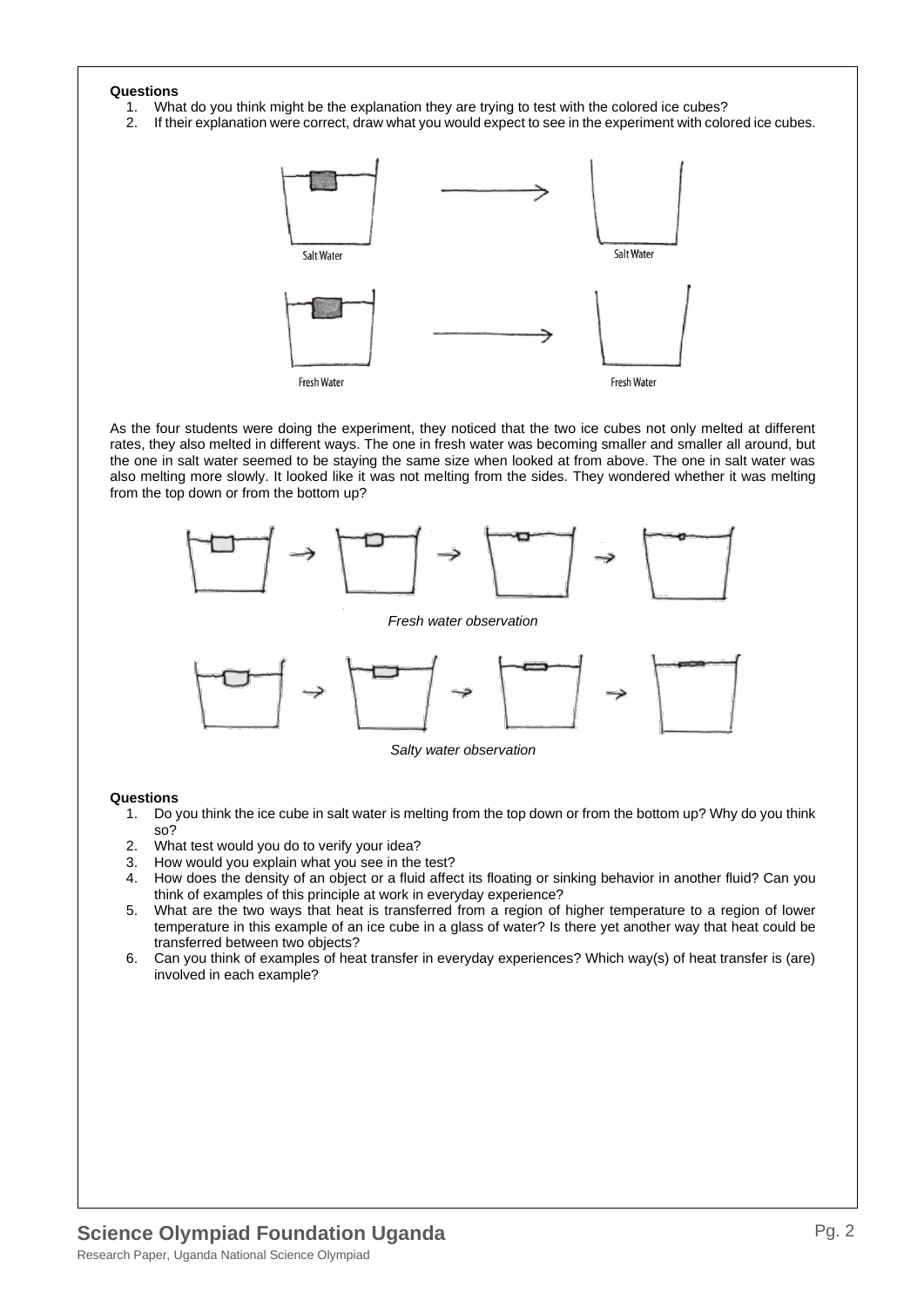**Questions**

1. What do you think might be the explanation they are trying to test with the colored ice cubes?
2. If their explanation were correct, draw what you would expect to see in the experiment with colored ice cubes.

Salt Water

Salt Water

Fresh Water

Fresh Water

As the four students were doing the experiment, they noticed that the two ice cubes not only melted at different rates, they also melted in different ways. The one in fresh water was becoming smaller and smaller all around, but the one in salt water seemed to be staying the same size when looked at from above. The one in salt water was also melting more slowly. It looked like it was not melting from the sides. They wondered whether it was melting from the top down or from the bottom up?

*Fresh water observation*

*Salty water observation*

**Questions**

1. Do you think the ice cube in salt water is melting from the top down or from the bottom up? Why do you think so?
2. What test would you do to verify your idea?
3. How would you explain what you see in the test?
4. How does the density of an object or a fluid affect its floating or sinking behavior in another fluid? Can you think of examples of this principle at work in everyday experience?
5. What are the two ways that heat is transferred from a region of higher temperature to a region of lower temperature in this example of an ice cube in a glass of water? Is there yet another way that heat could be transferred between two objects?
6. Can you think of examples of heat transfer in everyday experiences? Which way(s) of heat transfer is (are) involved in each example?